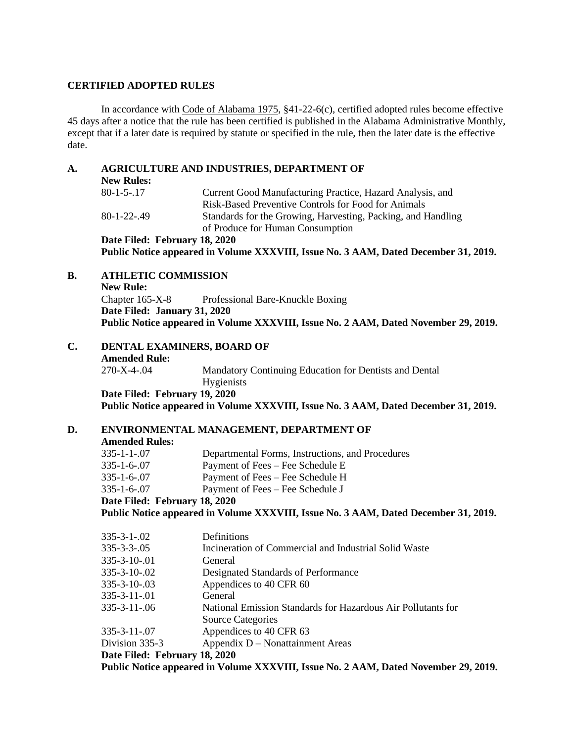## CERTIFIED ADOPTED RULES

In accordance with Code of Alabama 1975, §41-22-6(c), certified adopted rules become effective 45 days after a notice that the rule has been certified is published in the Alabama Administrative Monthly, except that if a later date is required by statute or specified in the rule, then the later date is the effective date.

### A. AGRICULTURE AND INDUSTRIES, DEPARTMENT OF

**New Rules:**

| | |
|---|---|
| 80-1-5-.17 | Current Good Manufacturing Practice, Hazard Analysis, and Risk-Based Preventive Controls for Food for Animals |
| 80-1-22-.49 | Standards for the Growing, Harvesting, Packing, and Handling of Produce for Human Consumption |

**Date Filed: February 18, 2020**
**Public Notice appeared in Volume XXXVIII, Issue No. 3 AAM, Dated December 31, 2019.**

### B. ATHLETIC COMMISSION

**New Rule:**

| | |
|---|---|
| Chapter 165-X-8 | Professional Bare-Knuckle Boxing |

**Date Filed: January 31, 2020**
**Public Notice appeared in Volume XXXVIII, Issue No. 2 AAM, Dated November 29, 2019.**

### C. DENTAL EXAMINERS, BOARD OF

**Amended Rule:**

| | |
|---|---|
| 270-X-4-.04 | Mandatory Continuing Education for Dentists and Dental Hygienists |

**Date Filed: February 19, 2020**
**Public Notice appeared in Volume XXXVIII, Issue No. 3 AAM, Dated December 31, 2019.**

### D. ENVIRONMENTAL MANAGEMENT, DEPARTMENT OF

**Amended Rules:**

| | |
|---|---|
| 335-1-1-.07 | Departmental Forms, Instructions, and Procedures |
| 335-1-6-.07 | Payment of Fees – Fee Schedule E |
| 335-1-6-.07 | Payment of Fees – Fee Schedule H |
| 335-1-6-.07 | Payment of Fees – Fee Schedule J |

**Date Filed: February 18, 2020**
**Public Notice appeared in Volume XXXVIII, Issue No. 3 AAM, Dated December 31, 2019.**

| | |
|---|---|
| 335-3-1-.02 | Definitions |
| 335-3-3-.05 | Incineration of Commercial and Industrial Solid Waste |
| 335-3-10-.01 | General |
| 335-3-10-.02 | Designated Standards of Performance |
| 335-3-10-.03 | Appendices to 40 CFR 60 |
| 335-3-11-.01 | General |
| 335-3-11-.06 | National Emission Standards for Hazardous Air Pollutants for Source Categories |
| 335-3-11-.07 | Appendices to 40 CFR 63 |
| Division 335-3 | Appendix D – Nonattainment Areas |

**Date Filed: February 18, 2020**
**Public Notice appeared in Volume XXXVIII, Issue No. 2 AAM, Dated November 29, 2019.**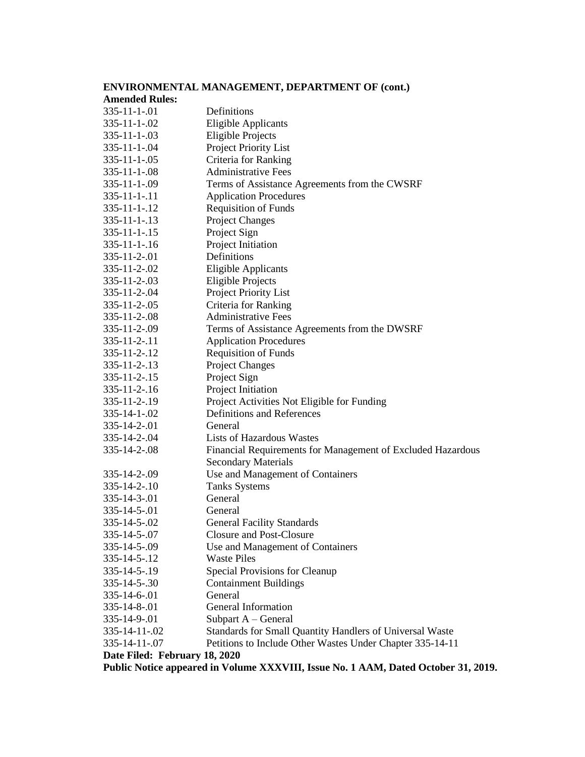**ENVIRONMENTAL MANAGEMENT, DEPARTMENT OF (cont.)**

**Amended Rules:**

| | |
|---|---|
| 335-11-1-.01 | Definitions |
| 335-11-1-.02 | Eligible Applicants |
| 335-11-1-.03 | Eligible Projects |
| 335-11-1-.04 | Project Priority List |
| 335-11-1-.05 | Criteria for Ranking |
| 335-11-1-.08 | Administrative Fees |
| 335-11-1-.09 | Terms of Assistance Agreements from the CWSRF |
| 335-11-1-.11 | Application Procedures |
| 335-11-1-.12 | Requisition of Funds |
| 335-11-1-.13 | Project Changes |
| 335-11-1-.15 | Project Sign |
| 335-11-1-.16 | Project Initiation |
| 335-11-2-.01 | Definitions |
| 335-11-2-.02 | Eligible Applicants |
| 335-11-2-.03 | Eligible Projects |
| 335-11-2-.04 | Project Priority List |
| 335-11-2-.05 | Criteria for Ranking |
| 335-11-2-.08 | Administrative Fees |
| 335-11-2-.09 | Terms of Assistance Agreements from the DWSRF |
| 335-11-2-.11 | Application Procedures |
| 335-11-2-.12 | Requisition of Funds |
| 335-11-2-.13 | Project Changes |
| 335-11-2-.15 | Project Sign |
| 335-11-2-.16 | Project Initiation |
| 335-11-2-.19 | Project Activities Not Eligible for Funding |
| 335-14-1-.02 | Definitions and References |
| 335-14-2-.01 | General |
| 335-14-2-.04 | Lists of Hazardous Wastes |
| 335-14-2-.08 | Financial Requirements for Management of Excluded Hazardous Secondary Materials |
| 335-14-2-.09 | Use and Management of Containers |
| 335-14-2-.10 | Tanks Systems |
| 335-14-3-.01 | General |
| 335-14-5-.01 | General |
| 335-14-5-.02 | General Facility Standards |
| 335-14-5-.07 | Closure and Post-Closure |
| 335-14-5-.09 | Use and Management of Containers |
| 335-14-5-.12 | Waste Piles |
| 335-14-5-.19 | Special Provisions for Cleanup |
| 335-14-5-.30 | Containment Buildings |
| 335-14-6-.01 | General |
| 335-14-8-.01 | General Information |
| 335-14-9-.01 | Subpart A – General |
| 335-14-11-.02 | Standards for Small Quantity Handlers of Universal Waste |
| 335-14-11-.07 | Petitions to Include Other Wastes Under Chapter 335-14-11 |

**Date Filed: February 18, 2020**

**Public Notice appeared in Volume XXXVIII, Issue No. 1 AAM, Dated October 31, 2019.**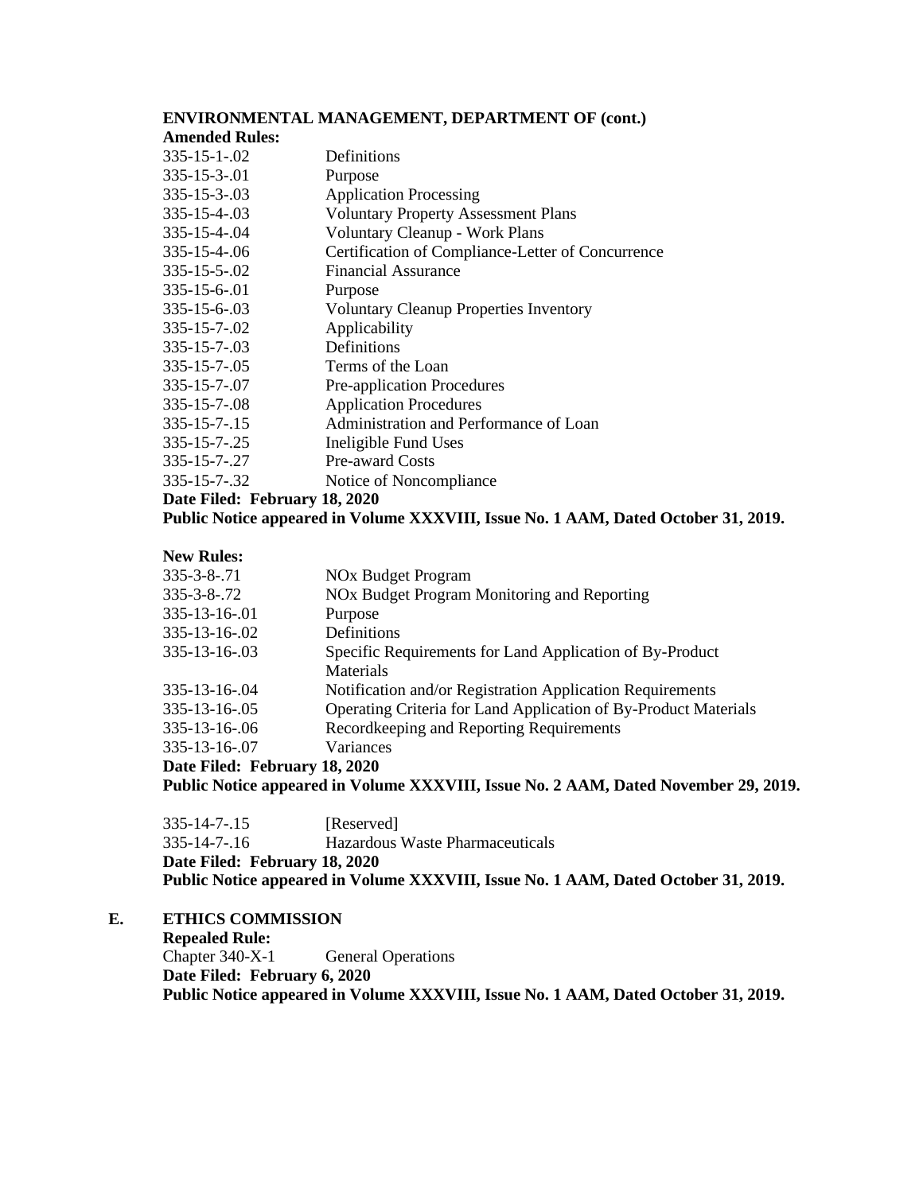**ENVIRONMENTAL MANAGEMENT, DEPARTMENT OF (cont.)**

**Amended Rules:**

| | |
|---|---|
| 335-15-1-.02 | Definitions |
| 335-15-3-.01 | Purpose |
| 335-15-3-.03 | Application Processing |
| 335-15-4-.03 | Voluntary Property Assessment Plans |
| 335-15-4-.04 | Voluntary Cleanup - Work Plans |
| 335-15-4-.06 | Certification of Compliance-Letter of Concurrence |
| 335-15-5-.02 | Financial Assurance |
| 335-15-6-.01 | Purpose |
| 335-15-6-.03 | Voluntary Cleanup Properties Inventory |
| 335-15-7-.02 | Applicability |
| 335-15-7-.03 | Definitions |
| 335-15-7-.05 | Terms of the Loan |
| 335-15-7-.07 | Pre-application Procedures |
| 335-15-7-.08 | Application Procedures |
| 335-15-7-.15 | Administration and Performance of Loan |
| 335-15-7-.25 | Ineligible Fund Uses |
| 335-15-7-.27 | Pre-award Costs |
| 335-15-7-.32 | Notice of Noncompliance |

**Date Filed: February 18, 2020**
**Public Notice appeared in Volume XXXVIII, Issue No. 1 AAM, Dated October 31, 2019.**

**New Rules:**

| | |
|---|---|
| 335-3-8-.71 | $NO_x$ Budget Program |
| 335-3-8-.72 | $NO_x$ Budget Program Monitoring and Reporting |
| 335-13-16-.01 | Purpose |
| 335-13-16-.02 | Definitions |
| 335-13-16-.03 | Specific Requirements for Land Application of By-Product Materials |
| 335-13-16-.04 | Notification and/or Registration Application Requirements |
| 335-13-16-.05 | Operating Criteria for Land Application of By-Product Materials |
| 335-13-16-.06 | Recordkeeping and Reporting Requirements |
| 335-13-16-.07 | Variances |

**Date Filed: February 18, 2020**
**Public Notice appeared in Volume XXXVIII, Issue No. 2 AAM, Dated November 29, 2019.**

| | |
|---|---|
| 335-14-7-.15 | [Reserved] |
| 335-14-7-.16 | Hazardous Waste Pharmaceuticals |

**Date Filed: February 18, 2020**
**Public Notice appeared in Volume XXXVIII, Issue No. 1 AAM, Dated October 31, 2019.**

## E. ETHICS COMMISSION

**Repealed Rule:**

Chapter 340-X-1 General Operations

**Date Filed: February 6, 2020**
**Public Notice appeared in Volume XXXVIII, Issue No. 1 AAM, Dated October 31, 2019.**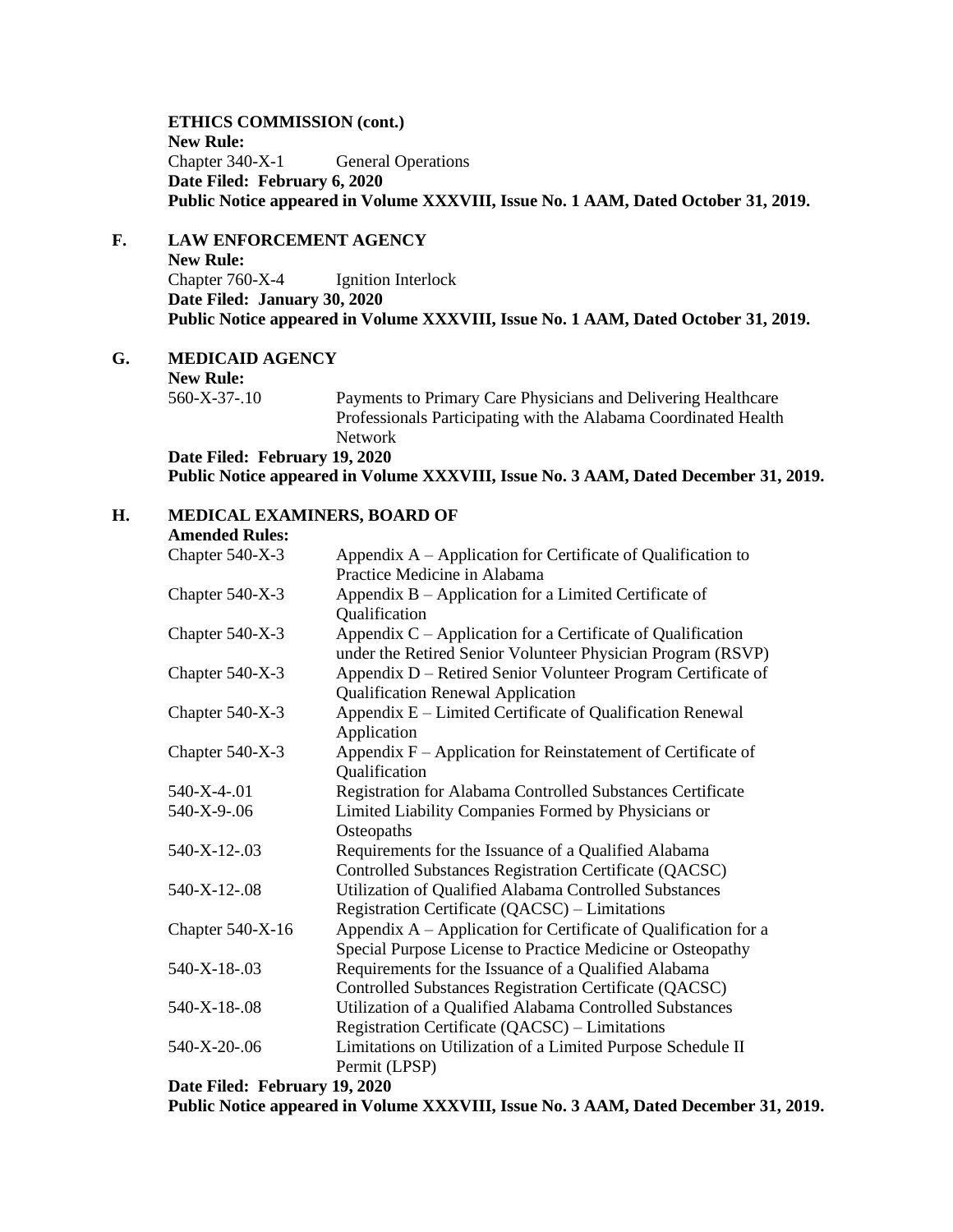**ETHICS COMMISSION (cont.)**
**New Rule:**
Chapter 340-X-1 General Operations
**Date Filed: February 6, 2020**
**Public Notice appeared in Volume XXXVIII, Issue No. 1 AAM, Dated October 31, 2019.**

**F. LAW ENFORCEMENT AGENCY**
**New Rule:**
Chapter 760-X-4 Ignition Interlock
**Date Filed: January 30, 2020**
**Public Notice appeared in Volume XXXVIII, Issue No. 1 AAM, Dated October 31, 2019.**

**G. MEDICAID AGENCY**
**New Rule:**
560-X-37-.10 Payments to Primary Care Physicians and Delivering Healthcare Professionals Participating with the Alabama Coordinated Health Network
**Date Filed: February 19, 2020**
**Public Notice appeared in Volume XXXVIII, Issue No. 3 AAM, Dated December 31, 2019.**

**H. MEDICAL EXAMINERS, BOARD OF**
**Amended Rules:**

| | |
|---|---|
| Chapter 540-X-3 | Appendix A – Application for Certificate of Qualification to Practice Medicine in Alabama |
| Chapter 540-X-3 | Appendix B – Application for a Limited Certificate of Qualification |
| Chapter 540-X-3 | Appendix C – Application for a Certificate of Qualification under the Retired Senior Volunteer Physician Program (RSVP) |
| Chapter 540-X-3 | Appendix D – Retired Senior Volunteer Program Certificate of Qualification Renewal Application |
| Chapter 540-X-3 | Appendix E – Limited Certificate of Qualification Renewal Application |
| Chapter 540-X-3 | Appendix F – Application for Reinstatement of Certificate of Qualification |
| 540-X-4-.01 | Registration for Alabama Controlled Substances Certificate |
| 540-X-9-.06 | Limited Liability Companies Formed by Physicians or Osteopaths |
| 540-X-12-.03 | Requirements for the Issuance of a Qualified Alabama Controlled Substances Registration Certificate (QACSC) |
| 540-X-12-.08 | Utilization of Qualified Alabama Controlled Substances Registration Certificate (QACSC) – Limitations |
| Chapter 540-X-16 | Appendix A – Application for Certificate of Qualification for a Special Purpose License to Practice Medicine or Osteopathy |
| 540-X-18-.03 | Requirements for the Issuance of a Qualified Alabama Controlled Substances Registration Certificate (QACSC) |
| 540-X-18-.08 | Utilization of a Qualified Alabama Controlled Substances Registration Certificate (QACSC) – Limitations |
| 540-X-20-.06 | Limitations on Utilization of a Limited Purpose Schedule II Permit (LPSP) |

**Date Filed: February 19, 2020**
**Public Notice appeared in Volume XXXVIII, Issue No. 3 AAM, Dated December 31, 2019.**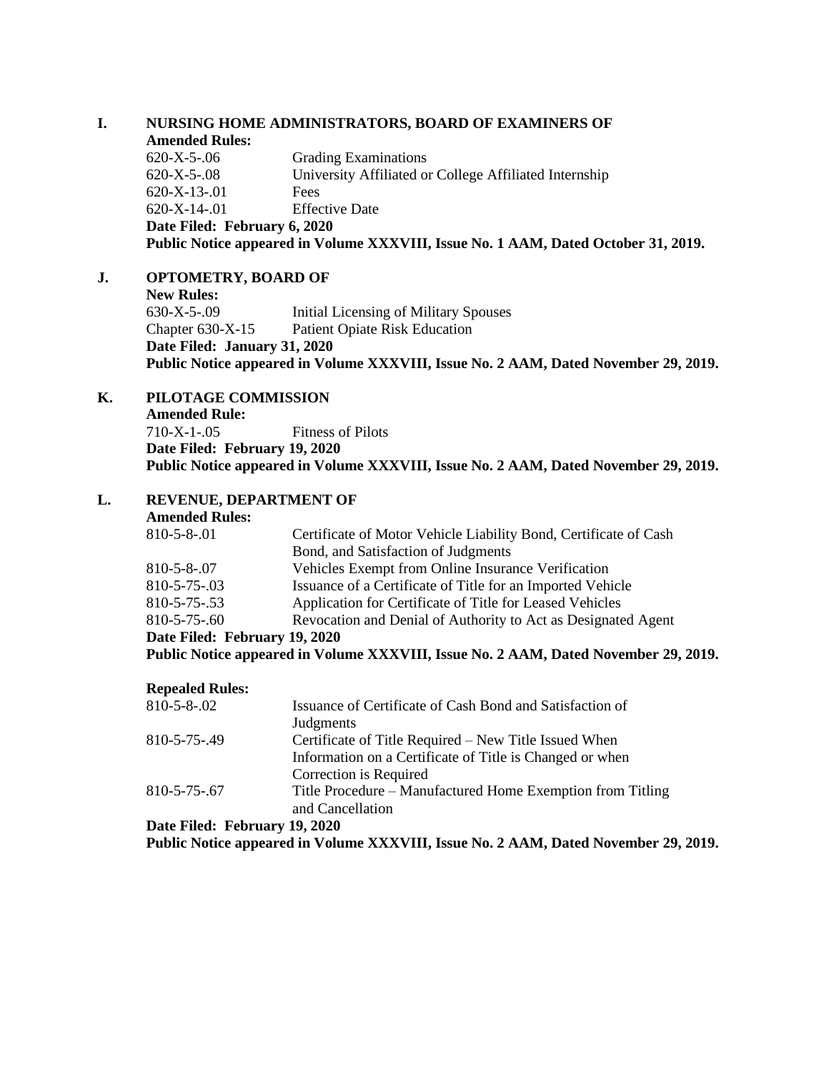## I. NURSING HOME ADMINISTRATORS, BOARD OF EXAMINERS OF

**Amended Rules:**

| | |
|---|---|
| 620-X-5-.06 | Grading Examinations |
| 620-X-5-.08 | University Affiliated or College Affiliated Internship |
| 620-X-13-.01 | Fees |
| 620-X-14-.01 | Effective Date |

**Date Filed: February 6, 2020**

**Public Notice appeared in Volume XXXVIII, Issue No. 1 AAM, Dated October 31, 2019.**

## J. OPTOMETRY, BOARD OF

**New Rules:**

| | |
|---|---|
| 630-X-5-.09 | Initial Licensing of Military Spouses |
| Chapter 630-X-15 | Patient Opiate Risk Education |

**Date Filed: January 31, 2020**

**Public Notice appeared in Volume XXXVIII, Issue No. 2 AAM, Dated November 29, 2019.**

## K. PILOTAGE COMMISSION

**Amended Rule:**

| | |
|---|---|
| 710-X-1-.05 | Fitness of Pilots |

**Date Filed: February 19, 2020**

**Public Notice appeared in Volume XXXVIII, Issue No. 2 AAM, Dated November 29, 2019.**

## L. REVENUE, DEPARTMENT OF

**Amended Rules:**

| | |
|---|---|
| 810-5-8-.01 | Certificate of Motor Vehicle Liability Bond, Certificate of Cash Bond, and Satisfaction of Judgments |
| 810-5-8-.07 | Vehicles Exempt from Online Insurance Verification |
| 810-5-75-.03 | Issuance of a Certificate of Title for an Imported Vehicle |
| 810-5-75-.53 | Application for Certificate of Title for Leased Vehicles |
| 810-5-75-.60 | Revocation and Denial of Authority to Act as Designated Agent |

**Date Filed: February 19, 2020**

**Public Notice appeared in Volume XXXVIII, Issue No. 2 AAM, Dated November 29, 2019.**

**Repealed Rules:**

| | |
|---|---|
| 810-5-8-.02 | Issuance of Certificate of Cash Bond and Satisfaction of Judgments |
| 810-5-75-.49 | Certificate of Title Required – New Title Issued When Information on a Certificate of Title is Changed or when Correction is Required |
| 810-5-75-.67 | Title Procedure – Manufactured Home Exemption from Titling and Cancellation |

**Date Filed: February 19, 2020**

**Public Notice appeared in Volume XXXVIII, Issue No. 2 AAM, Dated November 29, 2019.**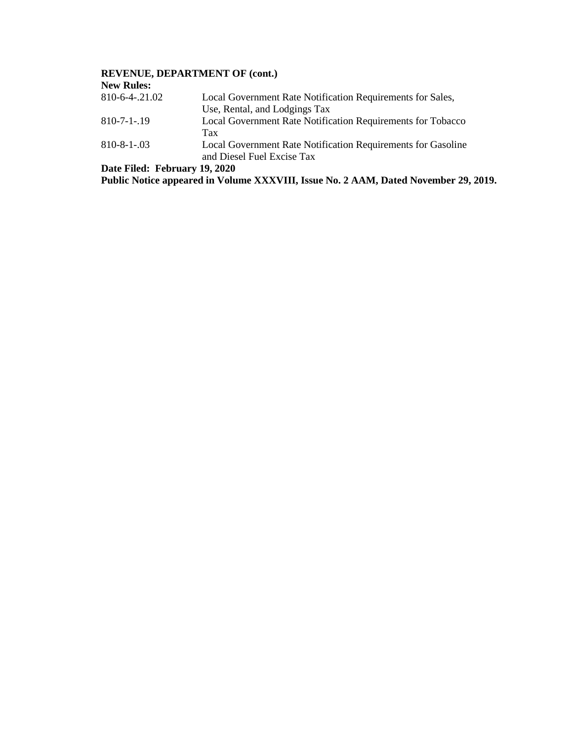**REVENUE, DEPARTMENT OF (cont.)**

**New Rules:**

| | |
|---|---|
| 810-6-4-.21.02 | Local Government Rate Notification Requirements for Sales, Use, Rental, and Lodgings Tax |
| 810-7-1-.19 | Local Government Rate Notification Requirements for Tobacco Tax |
| 810-8-1-.03 | Local Government Rate Notification Requirements for Gasoline and Diesel Fuel Excise Tax |

**Date Filed: February 19, 2020**

**Public Notice appeared in Volume XXXVIII, Issue No. 2 AAM, Dated November 29, 2019.**